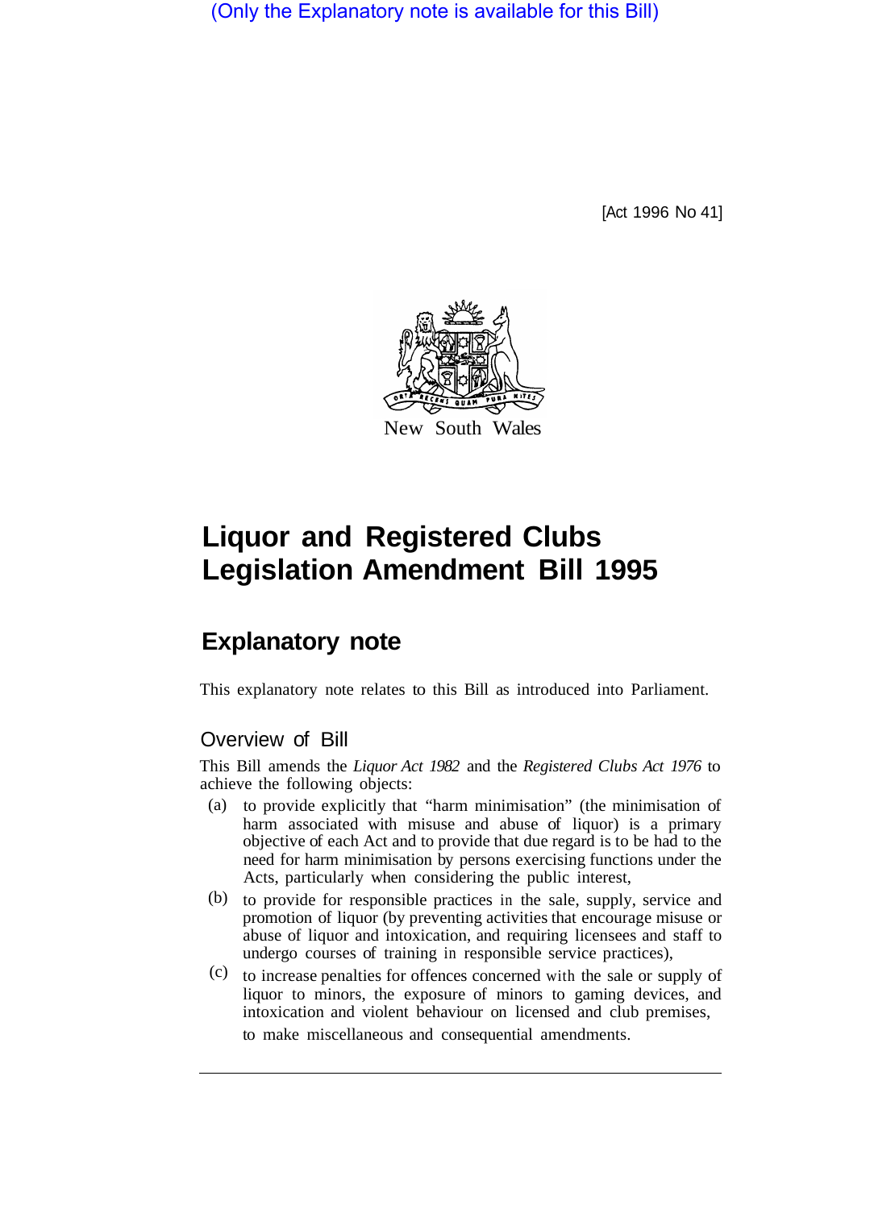(Only the Explanatory note is available for this Bill)

[Act 1996 No 41]

New South Wales

# Liquor and Registered Clubs Legislation Amendment Bill 1995

## Explanatory note

This explanatory note relates to this Bill as introduced into Parliament.

### Overview of Bill

This Bill amends the *Liquor Act 1982* and the *Registered Clubs Act 1976* to achieve the following objects:

(a) to provide explicitly that "harm minimisation" (the minimisation of harm associated with misuse and abuse of liquor) is a primary objective of each Act and to provide that due regard is to be had to the need for harm minimisation by persons exercising functions under the Acts, particularly when considering the public interest,

(b) to provide for responsible practices in the sale, supply, service and promotion of liquor (by preventing activities that encourage misuse or abuse of liquor and intoxication, and requiring licensees and staff to undergo courses of training in responsible service practices),

(c) to increase penalties for offences concerned with the sale or supply of liquor to minors, the exposure of minors to gaming devices, and intoxication and violent behaviour on licensed and club premises,

to make miscellaneous and consequential amendments.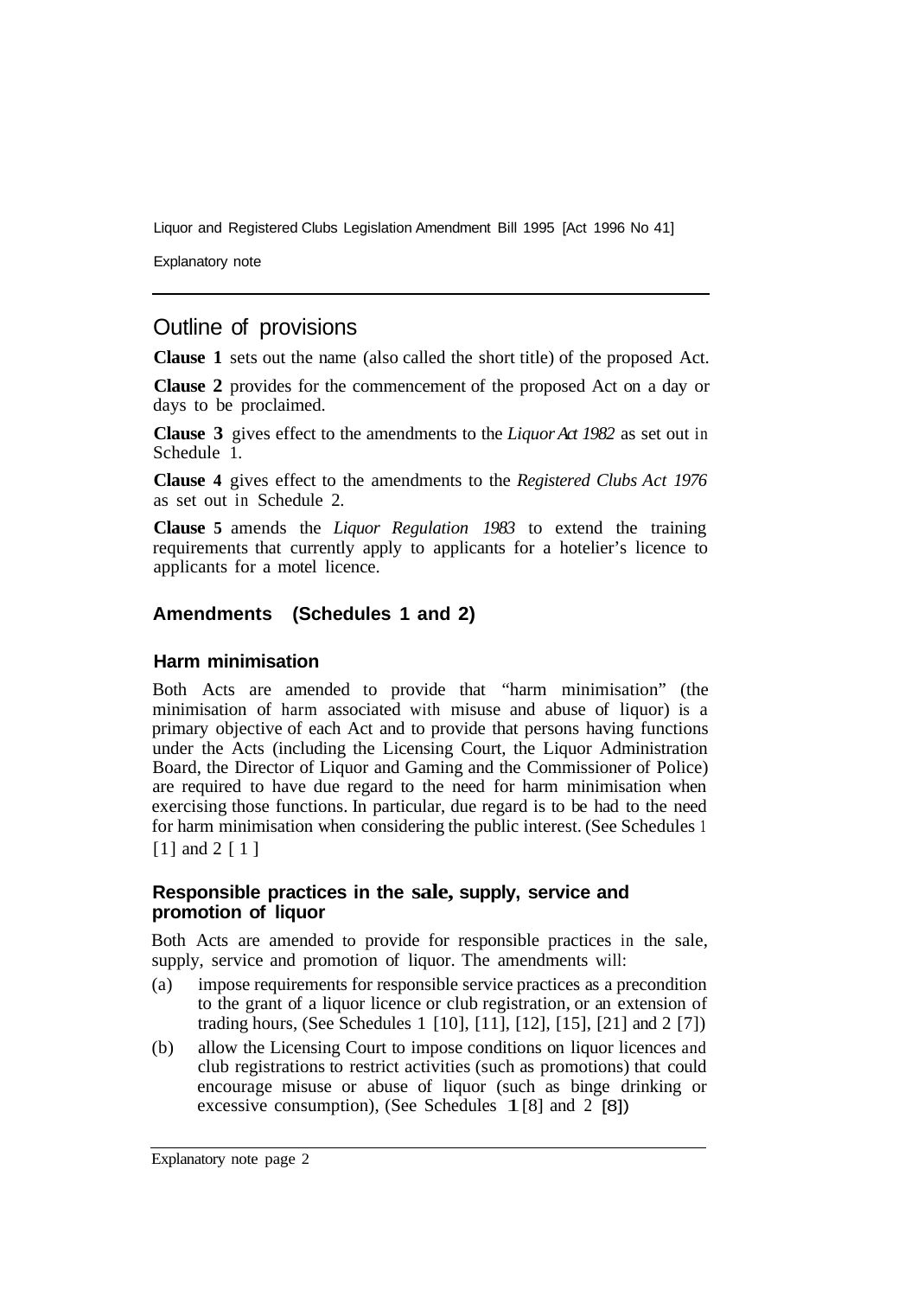## Outline of provisions

**Clause 1** sets out the name (also called the short title) of the proposed Act.

**Clause 2** provides for the commencement of the proposed Act on a day or days to be proclaimed.

**Clause 3** gives effect to the amendments to the *Liquor Act 1982* as set out in Schedule 1.

**Clause 4** gives effect to the amendments to the *Registered Clubs Act 1976* as set out in Schedule 2.

**Clause 5** amends the *Liquor Regulation 1983* to extend the training requirements that currently apply to applicants for a hotelier's licence to applicants for a motel licence.

### Amendments (Schedules 1 and 2)

#### Harm minimisation

Both Acts are amended to provide that "harm minimisation" (the minimisation of harm associated with misuse and abuse of liquor) is a primary objective of each Act and to provide that persons having functions under the Acts (including the Licensing Court, the Liquor Administration Board, the Director of Liquor and Gaming and the Commissioner of Police) are required to have due regard to the need for harm minimisation when exercising those functions. In particular, due regard is to be had to the need for harm minimisation when considering the public interest. (See Schedules 1 [1] and 2 [1]

#### Responsible practices in the sale, supply, service and promotion of liquor

Both Acts are amended to provide for responsible practices in the sale, supply, service and promotion of liquor. The amendments will:

(a) impose requirements for responsible service practices as a precondition to the grant of a liquor licence or club registration, or an extension of trading hours, (See Schedules 1 [10], [11], [12], [15], [21] and 2 [7])

(b) allow the Licensing Court to impose conditions on liquor licences and club registrations to restrict activities (such as promotions) that could encourage misuse or abuse of liquor (such as binge drinking or excessive consumption), (See Schedules 1 [8] and 2 [8])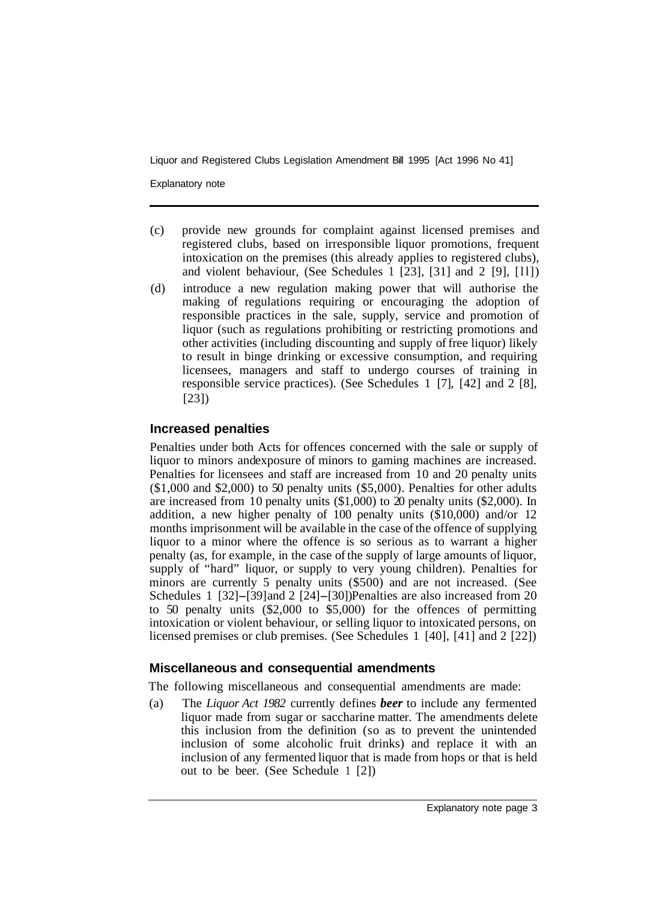(c) provide new grounds for complaint against licensed premises and registered clubs, based on irresponsible liquor promotions, frequent intoxication on the premises (this already applies to registered clubs), and violent behaviour, (See Schedules 1 [23], [31] and 2 [9], [11])

(d) introduce a new regulation making power that will authorise the making of regulations requiring or encouraging the adoption of responsible practices in the sale, supply, service and promotion of liquor (such as regulations prohibiting or restricting promotions and other activities (including discounting and supply of free liquor) likely to result in binge drinking or excessive consumption, and requiring licensees, managers and staff to undergo courses of training in responsible service practices). (See Schedules 1 [7], [42] and 2 [8], [23])

### Increased penalties

Penalties under both Acts for offences concerned with the sale or supply of liquor to minors andexposure of minors to gaming machines are increased. Penalties for licensees and staff are increased from 10 and 20 penalty units ($1,000 and $2,000) to 50 penalty units ($5,000). Penalties for other adults are increased from 10 penalty units ($1,000) to 20 penalty units ($2,000). In addition, a new higher penalty of 100 penalty units ($10,000) and/or 12 months imprisonment will be available in the case of the offence of supplying liquor to a minor where the offence is so serious as to warrant a higher penalty (as, for example, in the case of the supply of large amounts of liquor, supply of "hard" liquor, or supply to very young children). Penalties for minors are currently 5 penalty units ($500) and are not increased. (See Schedules 1 [32]–[39]and 2 [24]–[30])Penalties are also increased from 20 to 50 penalty units ($2,000 to $5,000) for the offences of permitting intoxication or violent behaviour, or selling liquor to intoxicated persons, on licensed premises or club premises. (See Schedules 1 [40], [41] and 2 [22])

### Miscellaneous and consequential amendments

The following miscellaneous and consequential amendments are made:

(a) The *Liquor Act 1982* currently defines ***beer*** to include any fermented liquor made from sugar or saccharine matter. The amendments delete this inclusion from the definition (so as to prevent the unintended inclusion of some alcoholic fruit drinks) and replace it with an inclusion of any fermented liquor that is made from hops or that is held out to be beer. (See Schedule 1 [2])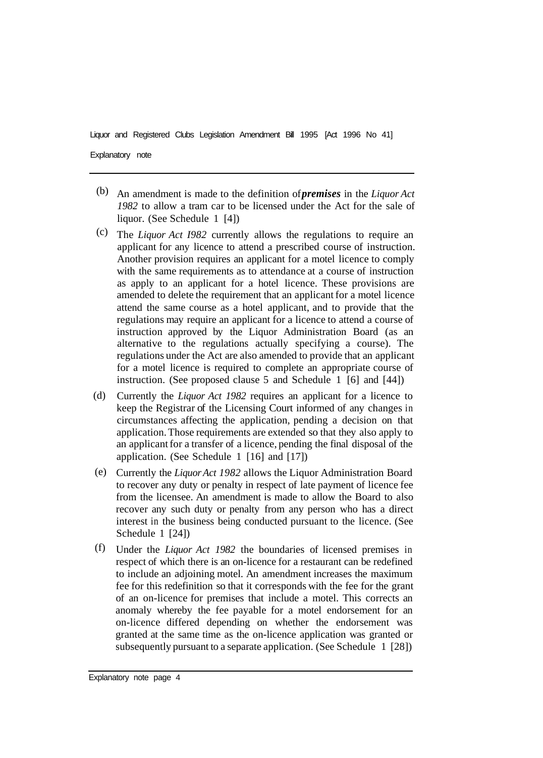(b) An amendment is made to the definition of ***premises*** in the *Liquor Act 1982* to allow a tram car to be licensed under the Act for the sale of liquor. (See Schedule 1 [4])

(c) The *Liquor Act I982* currently allows the regulations to require an applicant for any licence to attend a prescribed course of instruction. Another provision requires an applicant for a motel licence to comply with the same requirements as to attendance at a course of instruction as apply to an applicant for a hotel licence. These provisions are amended to delete the requirement that an applicant for a motel licence attend the same course as a hotel applicant, and to provide that the regulations may require an applicant for a licence to attend a course of instruction approved by the Liquor Administration Board (as an alternative to the regulations actually specifying a course). The regulations under the Act are also amended to provide that an applicant for a motel licence is required to complete an appropriate course of instruction. (See proposed clause 5 and Schedule 1 [6] and [44])

(d) Currently the *Liquor Act 1982* requires an applicant for a licence to keep the Registrar of the Licensing Court informed of any changes in circumstances affecting the application, pending a decision on that application. Those requirements are extended so that they also apply to an applicant for a transfer of a licence, pending the final disposal of the application. (See Schedule 1 [16] and [17])

(e) Currently the *Liquor Act 1982* allows the Liquor Administration Board to recover any duty or penalty in respect of late payment of licence fee from the licensee. An amendment is made to allow the Board to also recover any such duty or penalty from any person who has a direct interest in the business being conducted pursuant to the licence. (See Schedule 1 [24])

(f) Under the *Liquor Act 1982* the boundaries of licensed premises in respect of which there is an on-licence for a restaurant can be redefined to include an adjoining motel. An amendment increases the maximum fee for this redefinition so that it corresponds with the fee for the grant of an on-licence for premises that include a motel. This corrects an anomaly whereby the fee payable for a motel endorsement for an on-licence differed depending on whether the endorsement was granted at the same time as the on-licence application was granted or subsequently pursuant to a separate application. (See Schedule 1 [28])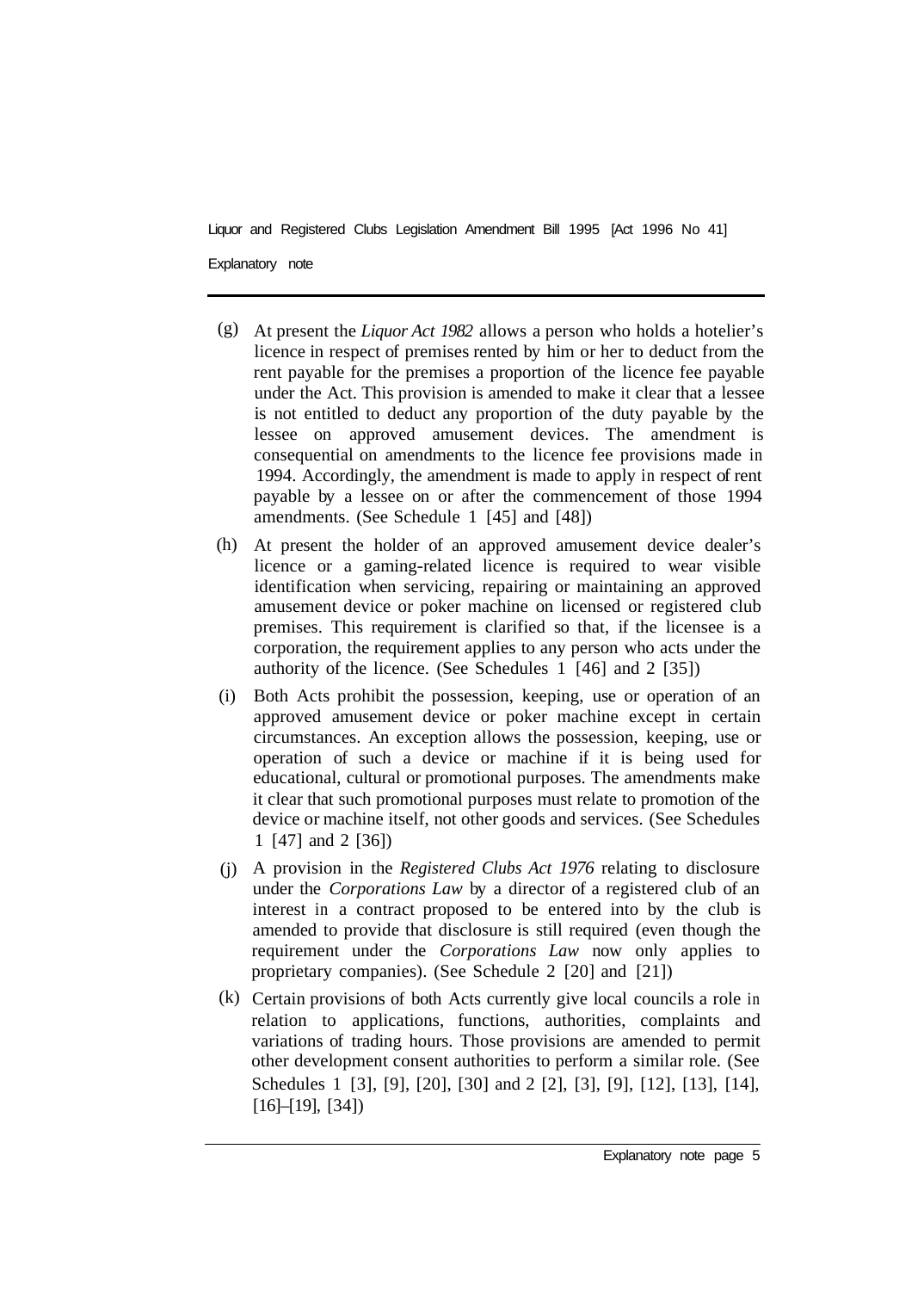(g) At present the *Liquor Act 1982* allows a person who holds a hotelier's licence in respect of premises rented by him or her to deduct from the rent payable for the premises a proportion of the licence fee payable under the Act. This provision is amended to make it clear that a lessee is not entitled to deduct any proportion of the duty payable by the lessee on approved amusement devices. The amendment is consequential on amendments to the licence fee provisions made in 1994. Accordingly, the amendment is made to apply in respect of rent payable by a lessee on or after the commencement of those 1994 amendments. (See Schedule 1 [45] and [48])

(h) At present the holder of an approved amusement device dealer's licence or a gaming-related licence is required to wear visible identification when servicing, repairing or maintaining an approved amusement device or poker machine on licensed or registered club premises. This requirement is clarified so that, if the licensee is a corporation, the requirement applies to any person who acts under the authority of the licence. (See Schedules 1 [46] and 2 [35])

(i) Both Acts prohibit the possession, keeping, use or operation of an approved amusement device or poker machine except in certain circumstances. An exception allows the possession, keeping, use or operation of such a device or machine if it is being used for educational, cultural or promotional purposes. The amendments make it clear that such promotional purposes must relate to promotion of the device or machine itself, not other goods and services. (See Schedules 1 [47] and 2 [36])

(j) A provision in the *Registered Clubs Act 1976* relating to disclosure under the *Corporations Law* by a director of a registered club of an interest in a contract proposed to be entered into by the club is amended to provide that disclosure is still required (even though the requirement under the *Corporations Law* now only applies to proprietary companies). (See Schedule 2 [20] and [21])

(k) Certain provisions of both Acts currently give local councils a role in relation to applications, functions, authorities, complaints and variations of trading hours. Those provisions are amended to permit other development consent authorities to perform a similar role. (See Schedules 1 [3], [9], [20], [30] and 2 [2], [3], [9], [12], [13], [14], [16]–[19], [34])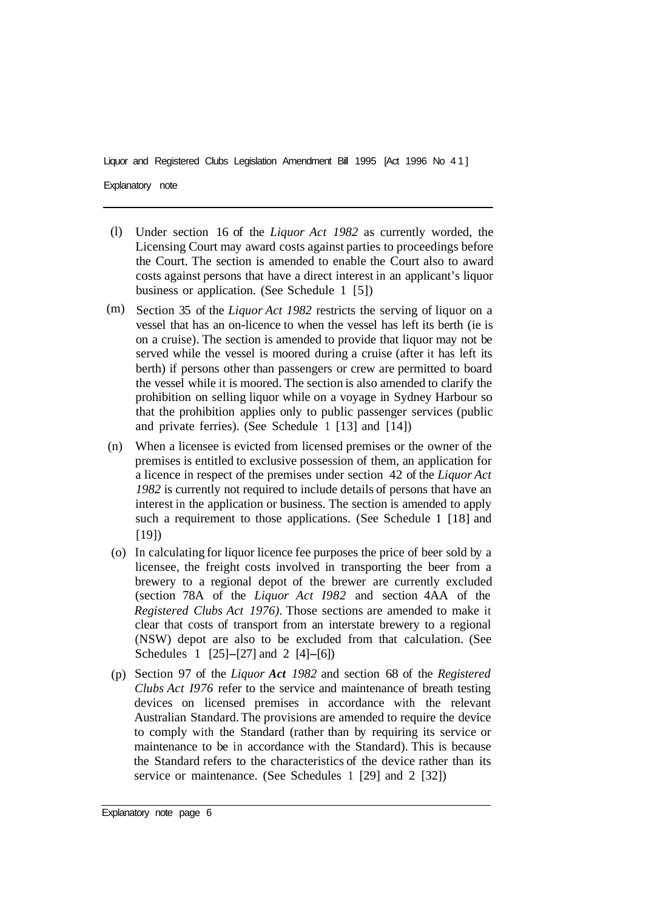(l) Under section 16 of the *Liquor Act 1982* as currently worded, the Licensing Court may award costs against parties to proceedings before the Court. The section is amended to enable the Court also to award costs against persons that have a direct interest in an applicant's liquor business or application. (See Schedule 1 [5])

(m) Section 35 of the *Liquor Act 1982* restricts the serving of liquor on a vessel that has an on-licence to when the vessel has left its berth (ie is on a cruise). The section is amended to provide that liquor may not be served while the vessel is moored during a cruise (after it has left its berth) if persons other than passengers or crew are permitted to board the vessel while it is moored. The section is also amended to clarify the prohibition on selling liquor while on a voyage in Sydney Harbour so that the prohibition applies only to public passenger services (public and private ferries). (See Schedule 1 [13] and [14])

(n) When a licensee is evicted from licensed premises or the owner of the premises is entitled to exclusive possession of them, an application for a licence in respect of the premises under section 42 of the *Liquor Act 1982* is currently not required to include details of persons that have an interest in the application or business. The section is amended to apply such a requirement to those applications. (See Schedule 1 [18] and [19])

(o) In calculating for liquor licence fee purposes the price of beer sold by a licensee, the freight costs involved in transporting the beer from a brewery to a regional depot of the brewer are currently excluded (section 78A of the *Liquor Act I982* and section 4AA of the *Registered Clubs Act 1976)*. Those sections are amended to make it clear that costs of transport from an interstate brewery to a regional (NSW) depot are also to be excluded from that calculation. (See Schedules 1 [25]–[27] and 2 [4]–[6])

(p) Section 97 of the *Liquor **Act** 1982* and section 68 of the *Registered Clubs Act I976* refer to the service and maintenance of breath testing devices on licensed premises in accordance with the relevant Australian Standard. The provisions are amended to require the device to comply with the Standard (rather than by requiring its service or maintenance to be in accordance with the Standard). This is because the Standard refers to the characteristics of the device rather than its service or maintenance. (See Schedules 1 [29] and 2 [32])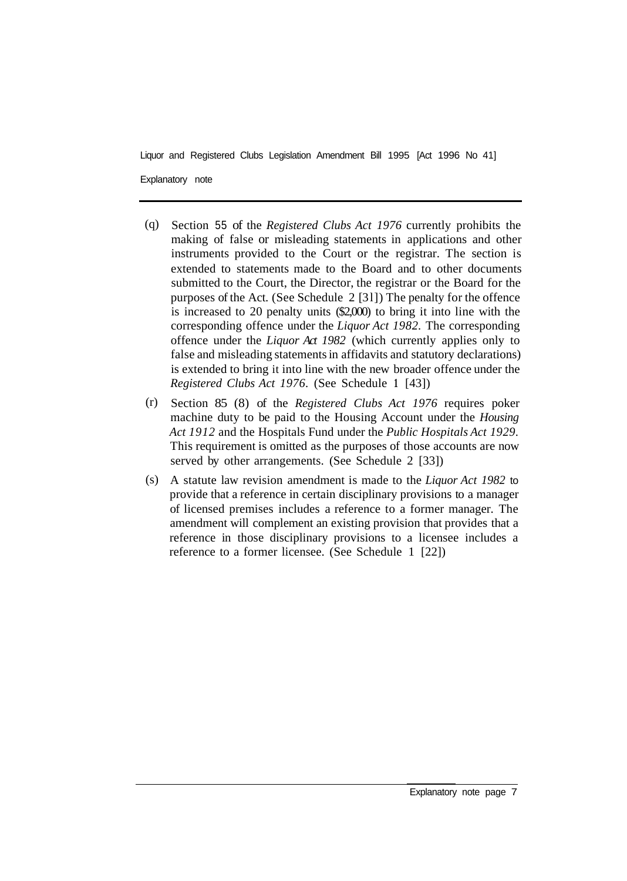(q) Section 55 of the *Registered Clubs Act 1976* currently prohibits the making of false or misleading statements in applications and other instruments provided to the Court or the registrar. The section is extended to statements made to the Board and to other documents submitted to the Court, the Director, the registrar or the Board for the purposes of the Act. (See Schedule 2 [31]) The penalty for the offence is increased to 20 penalty units ($2,000) to bring it into line with the corresponding offence under the *Liquor Act 1982*. The corresponding offence under the *Liquor Act 1982* (which currently applies only to false and misleading statements in affidavits and statutory declarations) is extended to bring it into line with the new broader offence under the *Registered Clubs Act 1976*. (See Schedule 1 [43])

(r) Section 85 (8) of the *Registered Clubs Act 1976* requires poker machine duty to be paid to the Housing Account under the *Housing Act 1912* and the Hospitals Fund under the *Public Hospitals Act 1929*. This requirement is omitted as the purposes of those accounts are now served by other arrangements. (See Schedule 2 [33])

(s) A statute law revision amendment is made to the *Liquor Act 1982* to provide that a reference in certain disciplinary provisions to a manager of licensed premises includes a reference to a former manager. The amendment will complement an existing provision that provides that a reference in those disciplinary provisions to a licensee includes a reference to a former licensee. (See Schedule 1 [22])